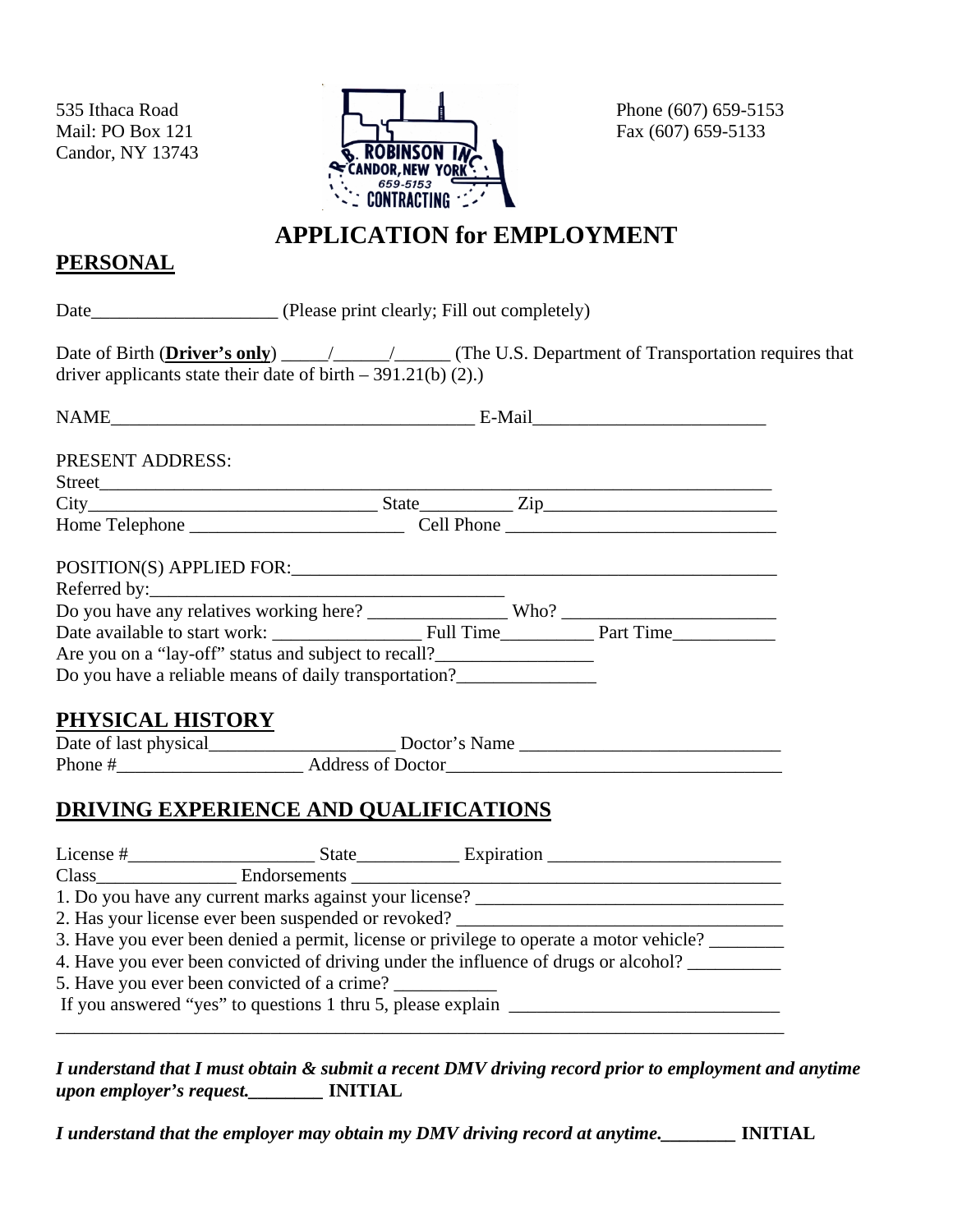535 Ithaca Road
Mail: PO Box 121
Candor, NY 13743

Phone (607) 659-5153
Fax (607) 659-5133

# APPLICATION for EMPLOYMENT

## PERSONAL

Date____________________ (Please print clearly; Fill out completely)

Date of Birth (**Driver's only**) _____/______/______ (The U.S. Department of Transportation requires that driver applicants state their date of birth – 391.21(b) (2).)

NAME________________________________________ E-Mail_________________________

PRESENT ADDRESS:
Street___________________________________________________________________________
City_______________________________ State__________ Zip_________________________
Home Telephone _______________________ Cell Phone ______________________________

POSITION(S) APPLIED FOR:_____________________________________________________
Referred by:______________________________________
Do you have any relatives working here? _______________ Who? _______________________
Date available to start work: ________________ Full Time__________ Part Time___________
Are you on a "lay-off" status and subject to recall?_________________
Do you have a reliable means of daily transportation?_______________

## PHYSICAL HISTORY

Date of last physical____________________ Doctor's Name ____________________________
Phone #____________________ Address of Doctor____________________________________

## DRIVING EXPERIENCE AND QUALIFICATIONS

License #____________________ State___________ Expiration _________________________
Class_______________ Endorsements ______________________________________________
1. Do you have any current marks against your license? _________________________________
2. Has your license ever been suspended or revoked? ___________________________________
3. Have you ever been denied a permit, license or privilege to operate a motor vehicle? ________
4. Have you ever been convicted of driving under the influence of drugs or alcohol? __________
5. Have you ever been convicted of a crime? ___________
If you answered "yes" to questions 1 thru 5, please explain _____________________________
_________________________________________________________________________________

***I understand that I must obtain & submit a recent DMV driving record prior to employment and anytime upon employer's request.________*** **INITIAL**

***I understand that the employer may obtain my DMV driving record at anytime.________*** **INITIAL**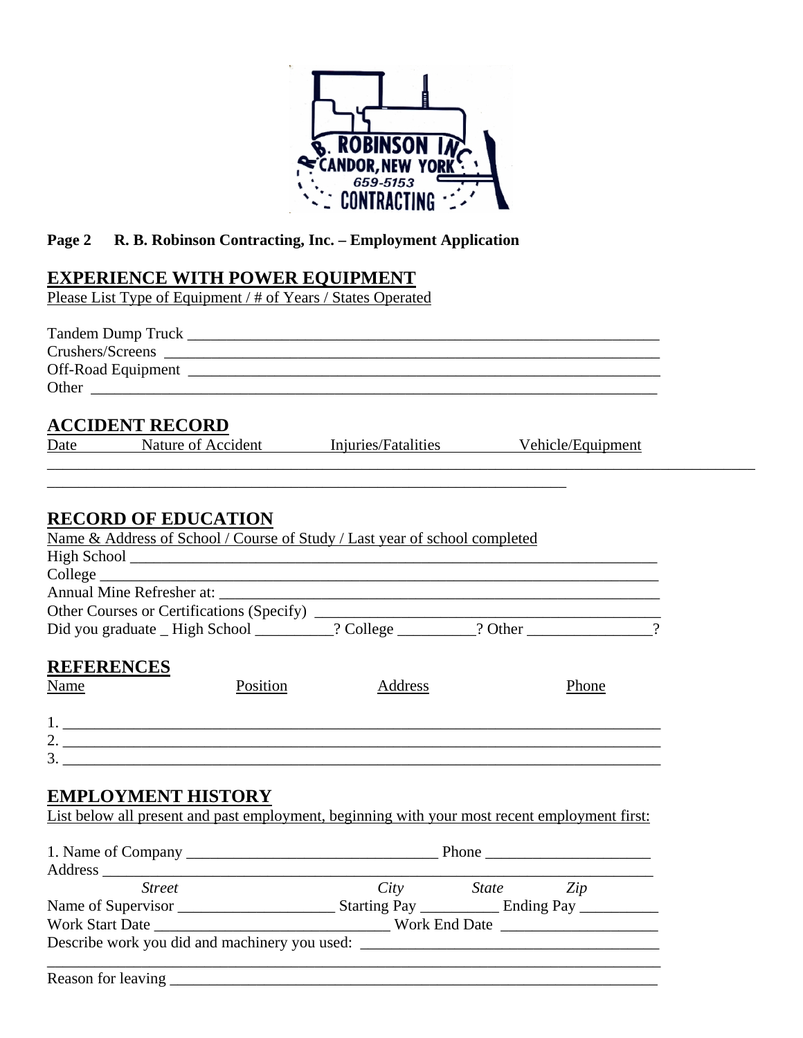**Page 2 R. B. Robinson Contracting, Inc. – Employment Application**

## EXPERIENCE WITH POWER EQUIPMENT

Please List Type of Equipment / # of Years / States Operated

Tandem Dump Truck ___________________________________________________________
Crushers/Screens ___________________________________________________________
Off-Road Equipment ___________________________________________________________
Other ___________________________________________________________________

## ACCIDENT RECORD

| Date | Nature of Accident | Injuries/Fatalities | Vehicle/Equipment |
|---|---|---|---|
| | | | |

_______________________________________________________________________________
_________________________________________________________

## RECORD OF EDUCATION

Name & Address of School / Course of Study / Last year of school completed

High School ___________________________________________________________
College ______________________________________________________________
Annual Mine Refresher at: _______________________________________________
Other Courses or Certifications (Specify) ___________________________________
Did you graduate _ High School __________? College __________? Other ________________?

## REFERENCES

| Name | Position | Address | Phone |
|---|---|---|---|
| 1. | | | |
| 2. | | | |
| 3. | | | |

## EMPLOYMENT HISTORY

List below all present and past employment, beginning with your most recent employment first:

1. Name of Company ________________________________ Phone _____________________
Address ________________________________________________________________
*Street* *City* *State* *Zip*
Name of Supervisor ____________________ Starting Pay __________ Ending Pay __________
Work Start Date ______________________________ Work End Date ____________________
Describe work you did and machinery you used: _______________________________________
_______________________________________________________________________________
Reason for leaving ______________________________________________________________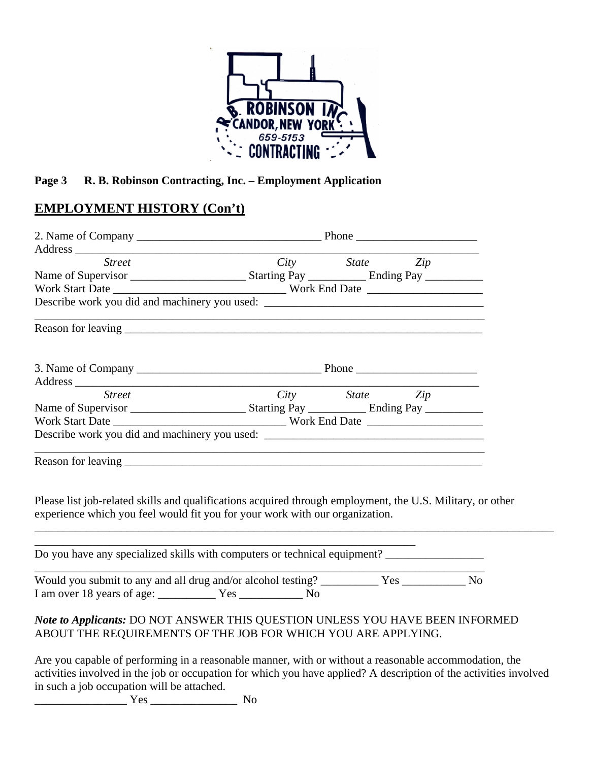**Page 3 R. B. Robinson Contracting, Inc. – Employment Application**

## EMPLOYMENT HISTORY (Con't)

2. Name of Company ________________________________ Phone _____________________
Address ___________________________________________________________________________
*Street* *City* *State* *Zip*
Name of Supervisor ____________________ Starting Pay __________ Ending Pay __________
Work Start Date ______________________________ Work End Date ____________________
Describe work you did and machinery you used: ______________________________________
_______________________________________________________________________________
Reason for leaving __________________________________________________________________

3. Name of Company ________________________________ Phone _____________________
Address ___________________________________________________________________________
*Street* *City* *State* *Zip*
Name of Supervisor ____________________ Starting Pay __________ Ending Pay __________
Work Start Date ______________________________ Work End Date ____________________
Describe work you did and machinery you used: ______________________________________
_______________________________________________________________________________
Reason for leaving __________________________________________________________________

Please list job-related skills and qualifications acquired through employment, the U.S. Military, or other experience which you feel would fit you for your work with our organization.
_______________________________________________________________________________________________
____________________________________________________________________
Do you have any specialized skills with computers or technical equipment? _________________
_______________________________________________________________________________
Would you submit to any and all drug and/or alcohol testing? __________ Yes ___________ No
I am over 18 years of age: __________ Yes ___________ No

***Note to Applicants:*** DO NOT ANSWER THIS QUESTION UNLESS YOU HAVE BEEN INFORMED ABOUT THE REQUIREMENTS OF THE JOB FOR WHICH YOU ARE APPLYING.

Are you capable of performing in a reasonable manner, with or without a reasonable accommodation, the activities involved in the job or occupation for which you have applied? A description of the activities involved in such a job occupation will be attached.
________________ Yes _______________ No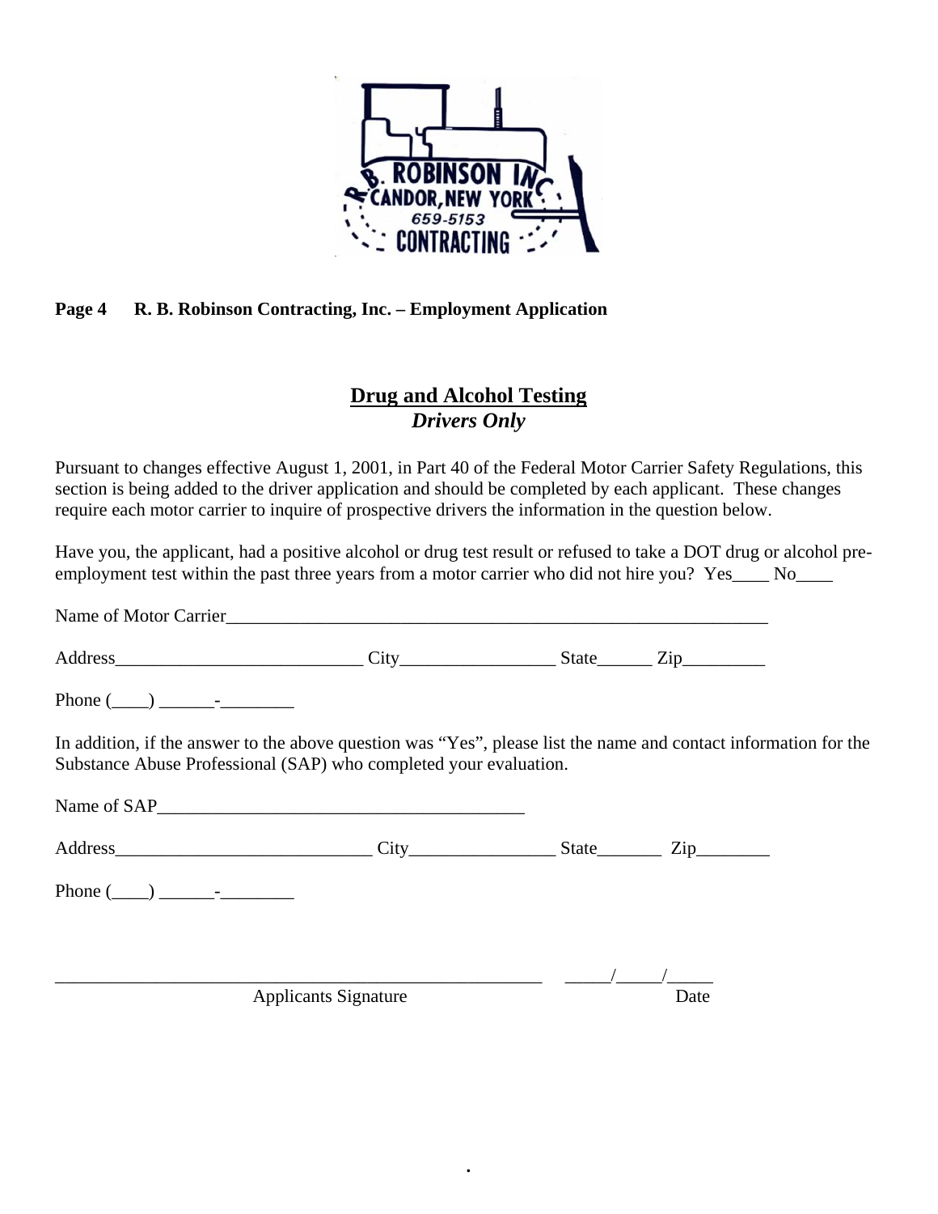**Page 4 R. B. Robinson Contracting, Inc. – Employment Application**

## Drug and Alcohol Testing
### *Drivers Only*

Pursuant to changes effective August 1, 2001, in Part 40 of the Federal Motor Carrier Safety Regulations, this section is being added to the driver application and should be completed by each applicant. These changes require each motor carrier to inquire of prospective drivers the information in the question below.

Have you, the applicant, had a positive alcohol or drug test result or refused to take a DOT drug or alcohol pre-employment test within the past three years from a motor carrier who did not hire you? Yes____ No____

Name of Motor Carrier_______________________________________________________________

Address___________________________ City_________________ State______ Zip_________

Phone (____) ______-________

In addition, if the answer to the above question was "Yes", please list the name and contact information for the Substance Abuse Professional (SAP) who completed your evaluation.

Name of SAP_________________________________________

Address____________________________ City________________ State_______ Zip________

Phone (____) ______-________

_______________________________________________________ _____/_____/_____

Applicants Signature Date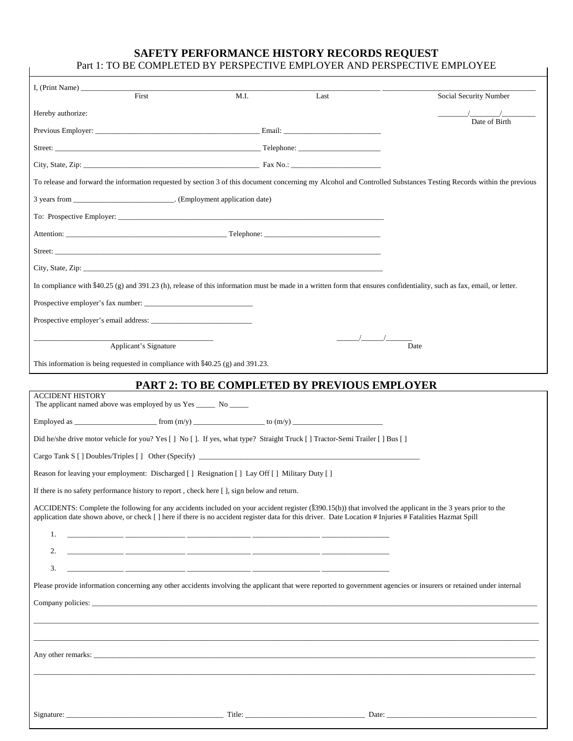# SAFETY PERFORMANCE HISTORY RECORDS REQUEST

Part 1: TO BE COMPLETED BY PERSPECTIVE EMPLOYER AND PERSPECTIVE EMPLOYEE

I, (Print Name) ______________________________________________ ______________________
First M.I. Last Social Security Number

Hereby authorize: ________/________/_________
Date of Birth

Previous Employer: ___________________________________________ Email: __________________________

Street: ________________________________________________________ Telephone: ______________________

City, State, Zip: _______________________________________________ Fax No.: ________________________

To release and forward the information requested by section 3 of this document concerning my Alcohol and Controlled Substances Testing Records within the previous 3 years from ___________________________. (Employment application date)

To: Prospective Employer: _________________________________________________________________________

Attention: ___________________________________________ Telephone: _______________________________

Street: _________________________________________________________________________________________

City, State, Zip: ___________________________________________________________________________________

In compliance with §40.25 (g) and 391.23 (h), release of this information must be made in a written form that ensures confidentiality, such as fax, email, or letter.

Prospective employer's fax number: _____________________________

Prospective employer's email address: ___________________________

_______________________________________________ ______/______/_______
Applicant's Signature Date

This information is being requested in compliance with §40.25 (g) and 391.23.

## PART 2: TO BE COMPLETED BY PREVIOUS EMPLOYER

ACCIDENT HISTORY

The applicant named above was employed by us Yes _____ No _____

Employed as ______________________ from (m/y) ___________________ to (m/y) ________________________

Did he/she drive motor vehicle for you? Yes [ ] No [ ]. If yes, what type? Straight Truck [ ] Tractor-Semi Trailer [ ] Bus [ ]

Cargo Tank S [ ] Doubles/Triples [ ] Other (Specify) ___________________________________________________________

Reason for leaving your employment: Discharged [ ] Resignation [ ] Lay Off [ ] Military Duty [ ]

If there is no safety performance history to report , check here [ ], sign below and return.

ACCIDENTS: Complete the following for any accidents included on your accident register (§390.15(b)) that involved the applicant in the 3 years prior to the application date shown above, or check [ ] here if there is no accident register data for this driver. Date Location # Injuries # Fatalities Hazmat Spill

1. _______________ ________________ _________________ __________________ __________________
2. _______________ ________________ _________________ __________________ __________________
3. _______________ ________________ _________________ __________________ __________________

Please provide information concerning any other accidents involving the applicant that were reported to government agencies or insurers or retained under internal

Company policies: _______________________________________________________________________________________________

_____________________________________________________________________________________________________________

_____________________________________________________________________________________________________________

Any other remarks: ______________________________________________________________________________________________

_____________________________________________________________________________________________________________

Signature: __________________________________________ Title: ________________________________ Date: ________________________________________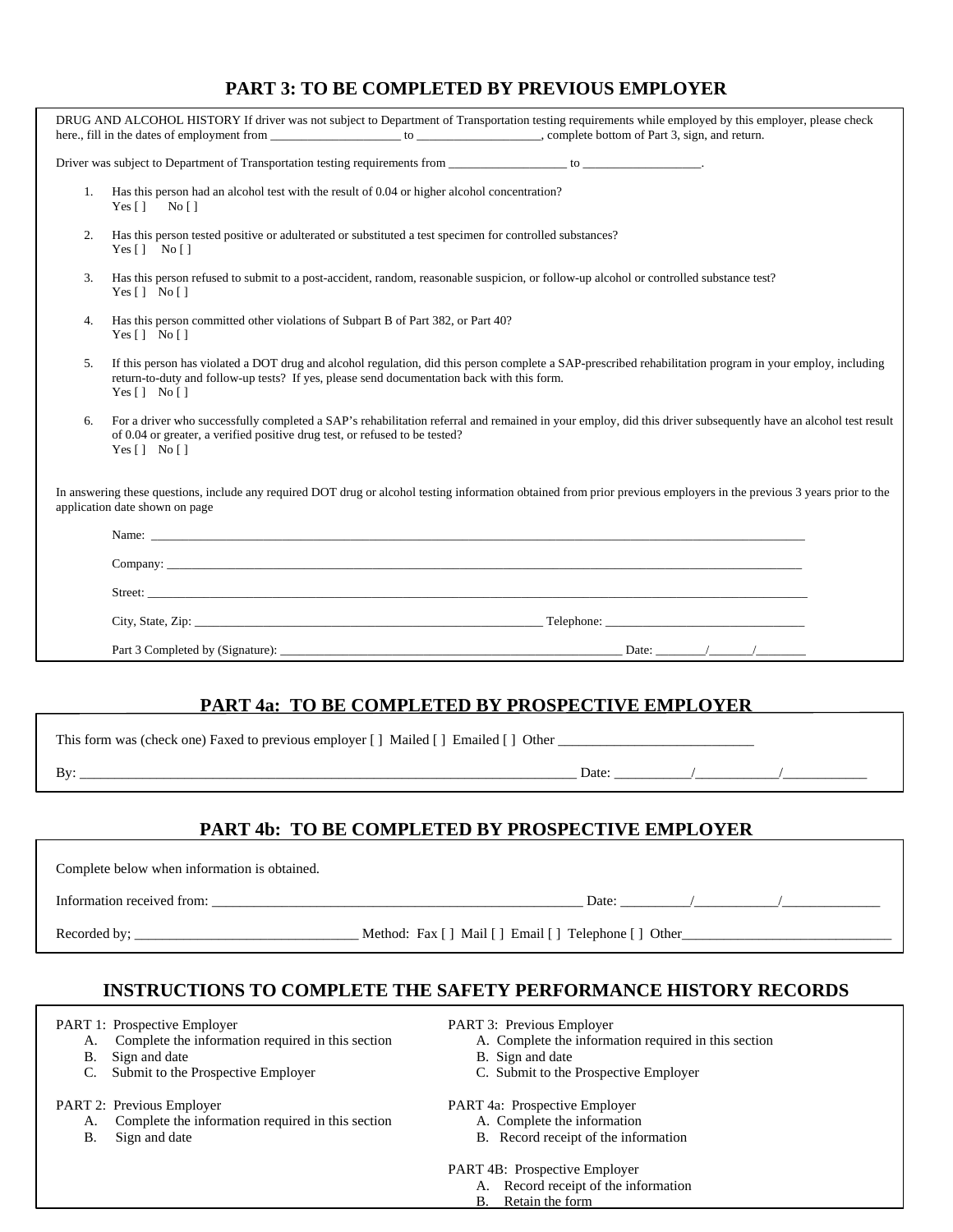## PART 3: TO BE COMPLETED BY PREVIOUS EMPLOYER

DRUG AND ALCOHOL HISTORY If driver was not subject to Department of Transportation testing requirements while employed by this employer, please check here., fill in the dates of employment from ____________________ to ___________________, complete bottom of Part 3, sign, and return.

Driver was subject to Department of Transportation testing requirements from __________________ to __________________.

1. Has this person had an alcohol test with the result of 0.04 or higher alcohol concentration?
   Yes [ ]   No [ ]

2. Has this person tested positive or adulterated or substituted a test specimen for controlled substances?
   Yes [ ]   No [ ]

3. Has this person refused to submit to a post-accident, random, reasonable suspicion, or follow-up alcohol or controlled substance test?
   Yes [ ]   No [ ]

4. Has this person committed other violations of Subpart B of Part 382, or Part 40?
   Yes [ ]   No [ ]

5. If this person has violated a DOT drug and alcohol regulation, did this person complete a SAP-prescribed rehabilitation program in your employ, including return-to-duty and follow-up tests? If yes, please send documentation back with this form.
   Yes [ ]   No [ ]

6. For a driver who successfully completed a SAP's rehabilitation referral and remained in your employ, did this driver subsequently have an alcohol test result of 0.04 or greater, a verified positive drug test, or refused to be tested?
   Yes [ ]   No [ ]

In answering these questions, include any required DOT drug or alcohol testing information obtained from prior previous employers in the previous 3 years prior to the application date shown on page

Name: ____________________________________________________________

Company: __________________________________________________________

Street: ____________________________________________________________

City, State, Zip: ______________________________________ Telephone: ______________________

Part 3 Completed by (Signature): ______________________________________ Date: ________/_______/________

## PART 4a: TO BE COMPLETED BY PROSPECTIVE EMPLOYER

This form was (check one) Faxed to previous employer [ ] Mailed [ ] Emailed [ ] Other ___________________________

By: ______________________________________________________________ Date: __________/___________/____________

## PART 4b: TO BE COMPLETED BY PROSPECTIVE EMPLOYER

Complete below when information is obtained.

Information received from: ____________________________________________ Date: _________/___________/_____________

Recorded by; _______________________________ Method: Fax [ ] Mail [ ] Email [ ] Telephone [ ] Other______________________________

## INSTRUCTIONS TO COMPLETE THE SAFETY PERFORMANCE HISTORY RECORDS

PART 1: Prospective Employer
- A. Complete the information required in this section
- B. Sign and date
- C. Submit to the Prospective Employer

PART 2: Previous Employer
- A. Complete the information required in this section
- B. Sign and date

PART 3: Previous Employer
- A. Complete the information required in this section
- B. Sign and date
- C. Submit to the Prospective Employer

PART 4a: Prospective Employer
- A. Complete the information
- B. Record receipt of the information

PART 4B: Prospective Employer
- A. Record receipt of the information
- B. Retain the form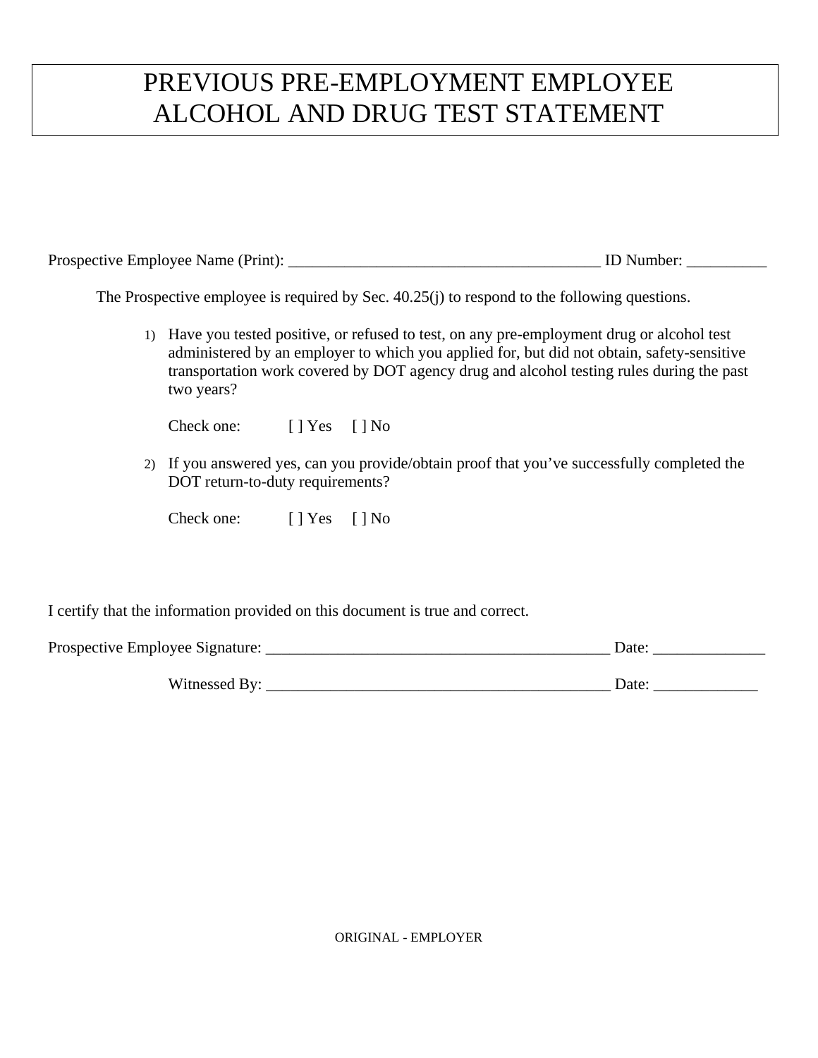# PREVIOUS PRE-EMPLOYMENT EMPLOYEE ALCOHOL AND DRUG TEST STATEMENT

Prospective Employee Name (Print): ________________________________________ ID Number: __________

The Prospective employee is required by Sec. 40.25(j) to respond to the following questions.

1) Have you tested positive, or refused to test, on any pre-employment drug or alcohol test administered by an employer to which you applied for, but did not obtain, safety-sensitive transportation work covered by DOT agency drug and alcohol testing rules during the past two years?

   Check one: [ ] Yes [ ] No

2) If you answered yes, can you provide/obtain proof that you've successfully completed the DOT return-to-duty requirements?

   Check one: [ ] Yes [ ] No

I certify that the information provided on this document is true and correct.

Prospective Employee Signature: _____________________________________________ Date: ______________

Witnessed By: _____________________________________________ Date: _____________

ORIGINAL - EMPLOYER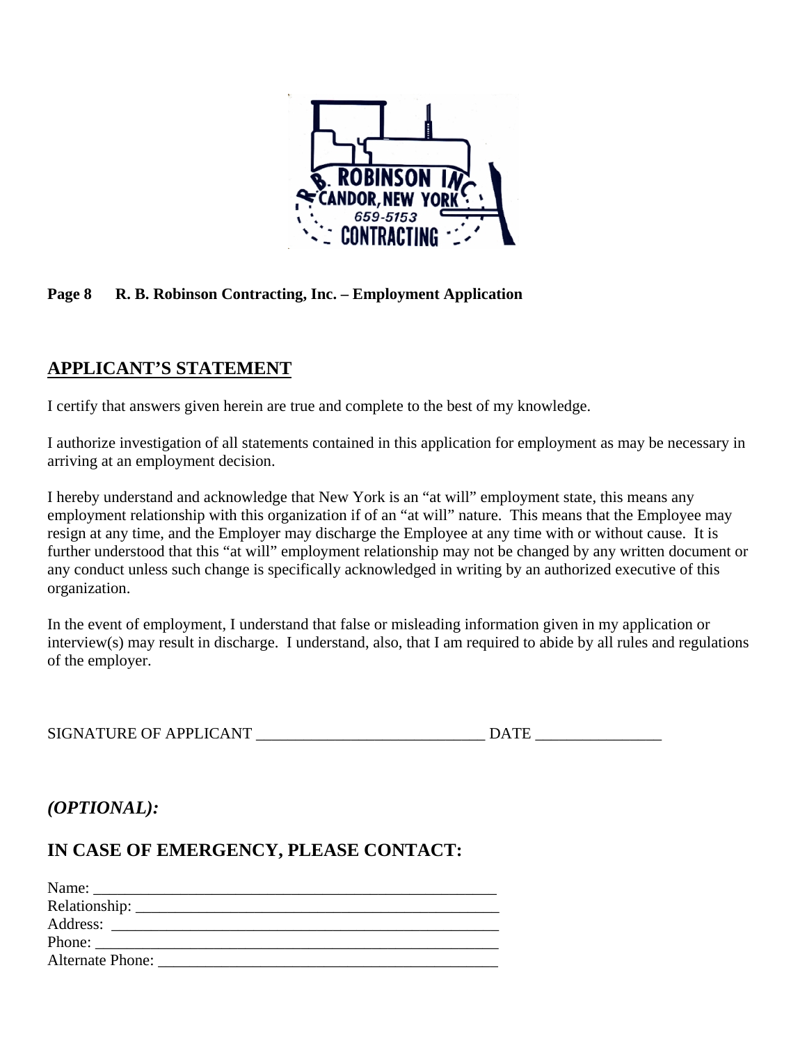**Page 8    R. B. Robinson Contracting, Inc. – Employment Application**

## APPLICANT'S STATEMENT

I certify that answers given herein are true and complete to the best of my knowledge.

I authorize investigation of all statements contained in this application for employment as may be necessary in arriving at an employment decision.

I hereby understand and acknowledge that New York is an "at will" employment state, this means any employment relationship with this organization if of an "at will" nature. This means that the Employee may resign at any time, and the Employer may discharge the Employee at any time with or without cause. It is further understood that this "at will" employment relationship may not be changed by any written document or any conduct unless such change is specifically acknowledged in writing by an authorized executive of this organization.

In the event of employment, I understand that false or misleading information given in my application or interview(s) may result in discharge. I understand, also, that I am required to abide by all rules and regulations of the employer.

SIGNATURE OF APPLICANT ____________________________ DATE ________________

## *(OPTIONAL):*

## IN CASE OF EMERGENCY, PLEASE CONTACT:

Name: ____________________________________________________
Relationship: ______________________________________________
Address: __________________________________________________
Phone: ___________________________________________________
Alternate Phone: ____________________________________________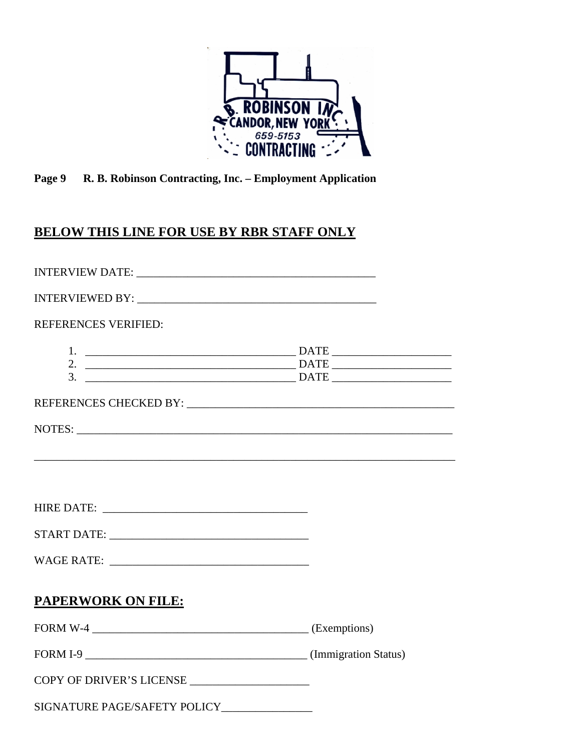**Page 9 R. B. Robinson Contracting, Inc. – Employment Application**

## BELOW THIS LINE FOR USE BY RBR STAFF ONLY

INTERVIEW DATE: ___________________________________________

INTERVIEWED BY: ___________________________________________

REFERENCES VERIFIED:

1. _____________________________________ DATE _____________________
2. _____________________________________ DATE _____________________
3. _____________________________________ DATE _____________________

REFERENCES CHECKED BY: _______________________________________________

NOTES: ____________________________________________________________________

___________________________________________________________________________

HIRE DATE: ___________________________________

START DATE: __________________________________

WAGE RATE: __________________________________

## PAPERWORK ON FILE:

FORM W-4 ______________________________________ (Exemptions)

FORM I-9 _______________________________________ (Immigration Status)

COPY OF DRIVER'S LICENSE _____________________

SIGNATURE PAGE/SAFETY POLICY________________